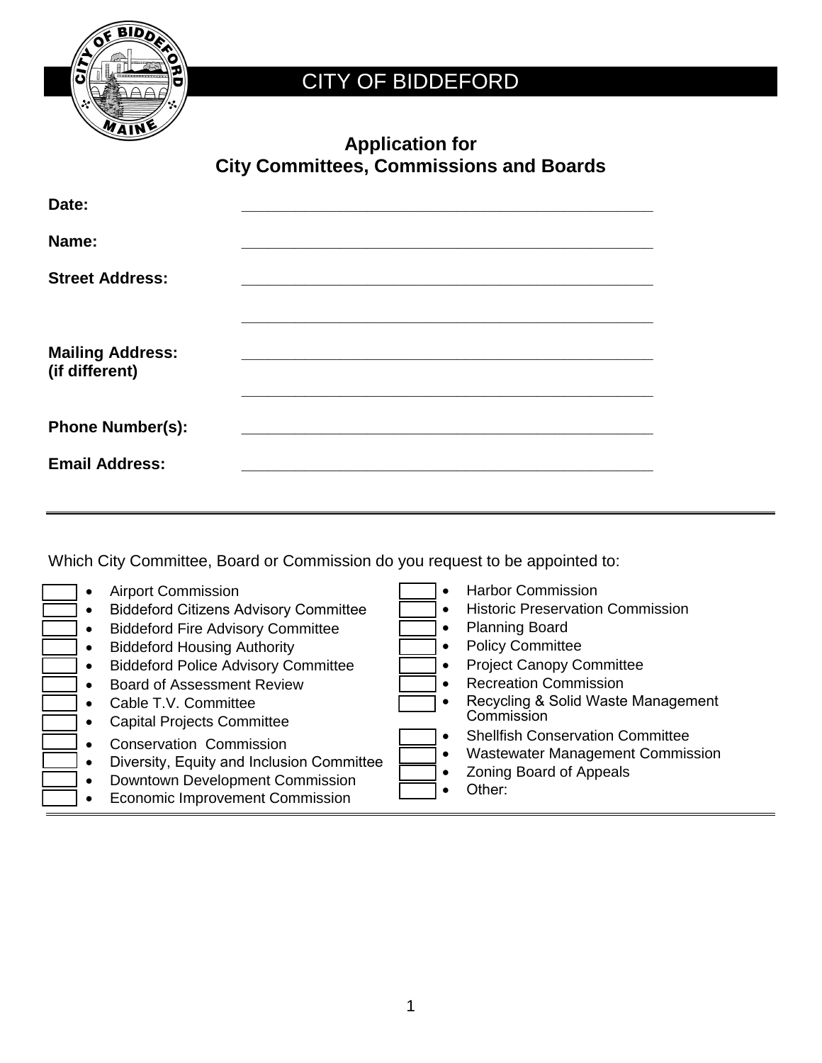CITY OF BIDDEFORD

## Application for City Committees, Commissions and Boards

**Date:** \_\_\_\_\_\_\_\_\_\_\_\_\_\_\_\_\_\_\_\_\_\_\_\_\_\_\_\_\_\_\_\_\_\_\_\_\_\_\_\_\_\_\_\_\_\_\_\_

**Name:** \_\_\_\_\_\_\_\_\_\_\_\_\_\_\_\_\_\_\_\_\_\_\_\_\_\_\_\_\_\_\_\_\_\_\_\_\_\_\_\_\_\_\_\_\_\_\_\_

**Street Address:** \_\_\_\_\_\_\_\_\_\_\_\_\_\_\_\_\_\_\_\_\_\_\_\_\_\_\_\_\_\_\_\_\_\_\_\_\_\_\_\_\_\_\_\_\_\_\_\_

\_\_\_\_\_\_\_\_\_\_\_\_\_\_\_\_\_\_\_\_\_\_\_\_\_\_\_\_\_\_\_\_\_\_\_\_\_\_\_\_\_\_\_\_\_\_\_\_

**Mailing Address: (if different)** \_\_\_\_\_\_\_\_\_\_\_\_\_\_\_\_\_\_\_\_\_\_\_\_\_\_\_\_\_\_\_\_\_\_\_\_\_\_\_\_\_\_\_\_\_\_\_\_

\_\_\_\_\_\_\_\_\_\_\_\_\_\_\_\_\_\_\_\_\_\_\_\_\_\_\_\_\_\_\_\_\_\_\_\_\_\_\_\_\_\_\_\_\_\_\_\_

**Phone Number(s):** \_\_\_\_\_\_\_\_\_\_\_\_\_\_\_\_\_\_\_\_\_\_\_\_\_\_\_\_\_\_\_\_\_\_\_\_\_\_\_\_\_\_\_\_\_\_\_\_

**Email Address:** \_\_\_\_\_\_\_\_\_\_\_\_\_\_\_\_\_\_\_\_\_\_\_\_\_\_\_\_\_\_\_\_\_\_\_\_\_\_\_\_\_\_\_\_\_\_\_\_

---

Which City Committee, Board or Commission do you request to be appointed to:

- ☐ Airport Commission
- ☐ Biddeford Citizens Advisory Committee
- ☐ Biddeford Fire Advisory Committee
- ☐ Biddeford Housing Authority
- ☐ Biddeford Police Advisory Committee
- ☐ Board of Assessment Review
- ☐ Cable T.V. Committee
- ☐ Capital Projects Committee
- ☐ Conservation Commission
- ☐ Diversity, Equity and Inclusion Committee
- ☐ Downtown Development Commission
- ☐ Economic Improvement Commission
- ☐ Harbor Commission
- ☐ Historic Preservation Commission
- ☐ Planning Board
- ☐ Policy Committee
- ☐ Project Canopy Committee
- ☐ Recreation Commission
- ☐ Recycling & Solid Waste Management Commission
- ☐ Shellfish Conservation Committee
- ☐ Wastewater Management Commission
- ☐ Zoning Board of Appeals
- ☐ Other: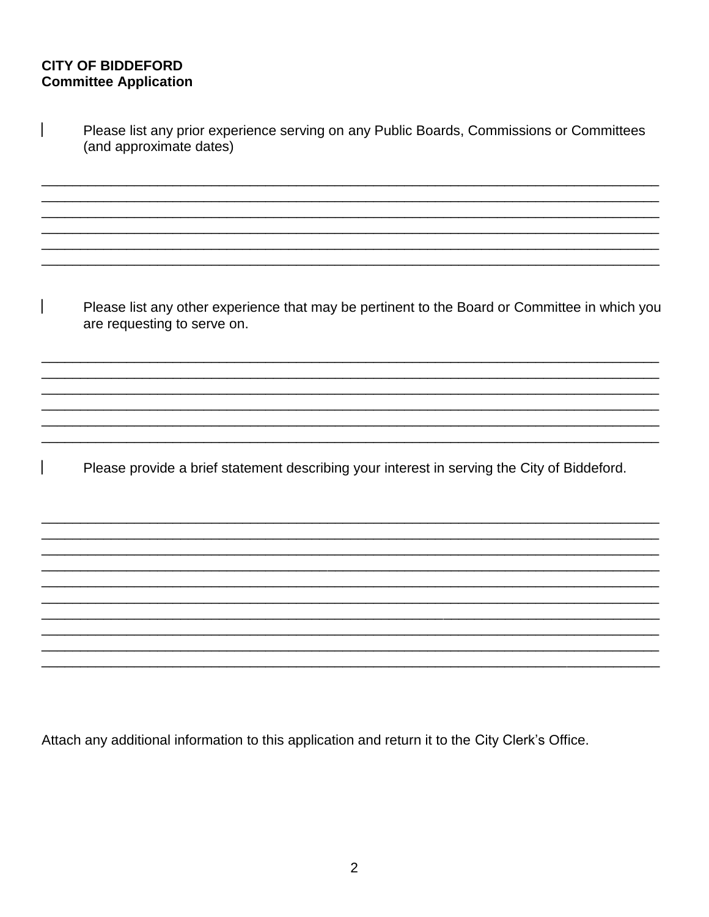**CITY OF BIDDEFORD**
**Committee Application**

Please list any prior experience serving on any Public Boards, Commissions or Committees (and approximate dates)

______________________________________________________________________________
______________________________________________________________________________
______________________________________________________________________________
______________________________________________________________________________
______________________________________________________________________________
______________________________________________________________________________

Please list any other experience that may be pertinent to the Board or Committee in which you are requesting to serve on.

______________________________________________________________________________
______________________________________________________________________________
______________________________________________________________________________
______________________________________________________________________________
______________________________________________________________________________
______________________________________________________________________________

Please provide a brief statement describing your interest in serving the City of Biddeford.

______________________________________________________________________________
______________________________________________________________________________
______________________________________________________________________________
______________________________________________________________________________
______________________________________________________________________________
______________________________________________________________________________
______________________________________________________________________________
______________________________________________________________________________
______________________________________________________________________________
______________________________________________________________________________

Attach any additional information to this application and return it to the City Clerk's Office.